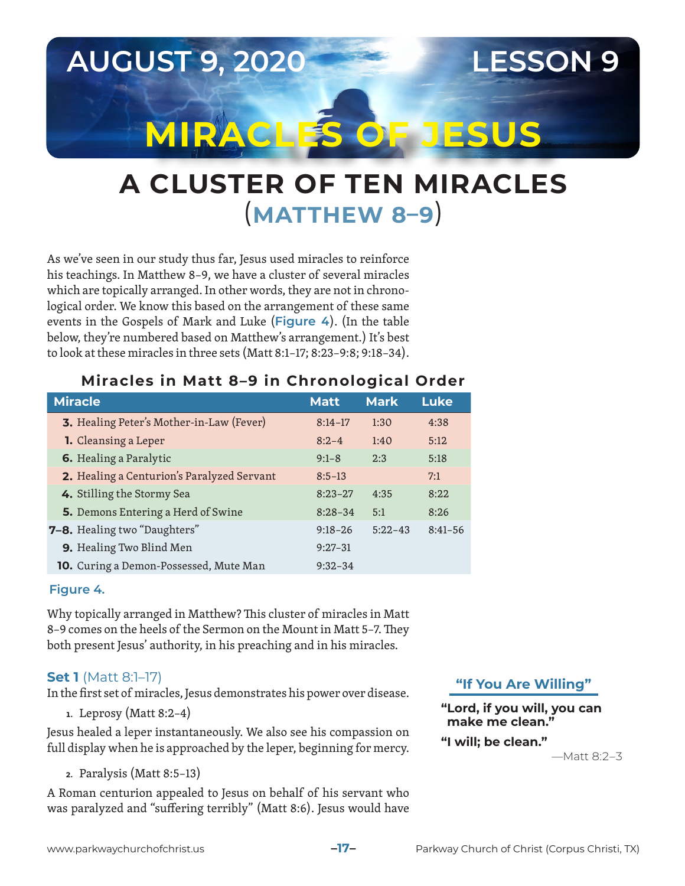AUGUST 9, 2020 LESSON 9

# MIRACLES OF JESUS

## A CLUSTER OF TEN MIRACLES (MATTHEW 8–9)

As we've seen in our study thus far, Jesus used miracles to reinforce his teachings. In Matthew 8–9, we have a cluster of several miracles which are topically arranged. In other words, they are not in chronological order. We know this based on the arrangement of these same events in the Gospels of Mark and Luke (**Figure 4**). (In the table below, they're numbered based on Matthew's arrangement.) It's best to look at these miracles in three sets (Matt 8:1–17; 8:23–9:8; 9:18–34).

**Miracles in Matt 8–9 in Chronological Order**

| Miracle | Matt | Mark | Luke |
|---|---|---|---|
| **3.** Healing Peter's Mother-in-Law (Fever) | 8:14–17 | 1:30 | 4:38 |
| **1.** Cleansing a Leper | 8:2–4 | 1:40 | 5:12 |
| **6.** Healing a Paralytic | 9:1–8 | 2:3 | 5:18 |
| **2.** Healing a Centurion's Paralyzed Servant | 8:5–13 | | 7:1 |
| **4.** Stilling the Stormy Sea | 8:23–27 | 4:35 | 8:22 |
| **5.** Demons Entering a Herd of Swine | 8:28–34 | 5:1 | 8:26 |
| **7–8.** Healing two "Daughters" | 9:18–26 | 5:22–43 | 8:41–56 |
| **9.** Healing Two Blind Men | 9:27–31 | | |
| **10.** Curing a Demon-Possessed, Mute Man | 9:32–34 | | |

**Figure 4.**

Why topically arranged in Matthew? This cluster of miracles in Matt 8–9 comes on the heels of the Sermon on the Mount in Matt 5–7. They both present Jesus' authority, in his preaching and in his miracles.

### Set 1 (Matt 8:1–17)

In the first set of miracles, Jesus demonstrates his power over disease.

1. Leprosy (Matt 8:2–4)

Jesus healed a leper instantaneously. We also see his compassion on full display when he is approached by the leper, beginning for mercy.

> **"If You Are Willing"**
>
> **"Lord, if you will, you can make me clean."**
>
> **"I will; be clean."**
>
> —Matt 8:2–3

2. Paralysis (Matt 8:5–13)

A Roman centurion appealed to Jesus on behalf of his servant who was paralyzed and "suffering terribly" (Matt 8:6). Jesus would have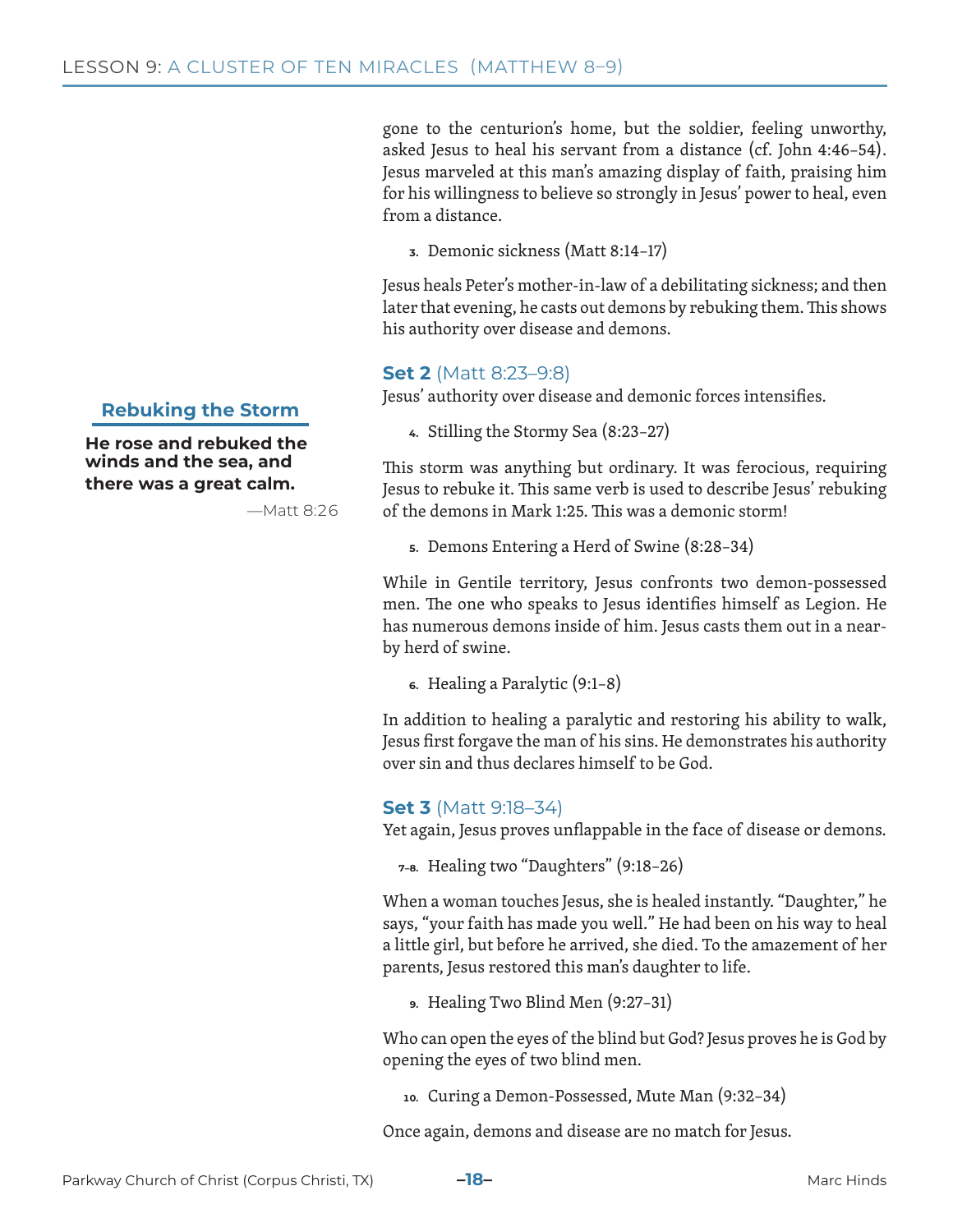gone to the centurion's home, but the soldier, feeling unworthy, asked Jesus to heal his servant from a distance (cf. John 4:46–54). Jesus marveled at this man's amazing display of faith, praising him for his willingness to believe so strongly in Jesus' power to heal, even from a distance.

3. Demonic sickness (Matt 8:14–17)

Jesus heals Peter's mother-in-law of a debilitating sickness; and then later that evening, he casts out demons by rebuking them. This shows his authority over disease and demons.

### Set 2 (Matt 8:23–9:8)

Jesus' authority over disease and demonic forces intensifies.

> **Rebuking the Storm**
>
> **He rose and rebuked the winds and the sea, and there was a great calm.**
>
> —Matt 8:26

4. Stilling the Stormy Sea (8:23–27)

This storm was anything but ordinary. It was ferocious, requiring Jesus to rebuke it. This same verb is used to describe Jesus' rebuking of the demons in Mark 1:25. This was a demonic storm!

5. Demons Entering a Herd of Swine (8:28–34)

While in Gentile territory, Jesus confronts two demon-possessed men. The one who speaks to Jesus identifies himself as Legion. He has numerous demons inside of him. Jesus casts them out in a nearby herd of swine.

6. Healing a Paralytic (9:1–8)

In addition to healing a paralytic and restoring his ability to walk, Jesus first forgave the man of his sins. He demonstrates his authority over sin and thus declares himself to be God.

### Set 3 (Matt 9:18–34)

Yet again, Jesus proves unflappable in the face of disease or demons.

7–8. Healing two "Daughters" (9:18–26)

When a woman touches Jesus, she is healed instantly. "Daughter," he says, "your faith has made you well." He had been on his way to heal a little girl, but before he arrived, she died. To the amazement of her parents, Jesus restored this man's daughter to life.

9. Healing Two Blind Men (9:27–31)

Who can open the eyes of the blind but God? Jesus proves he is God by opening the eyes of two blind men.

10. Curing a Demon-Possessed, Mute Man (9:32–34)

Once again, demons and disease are no match for Jesus.